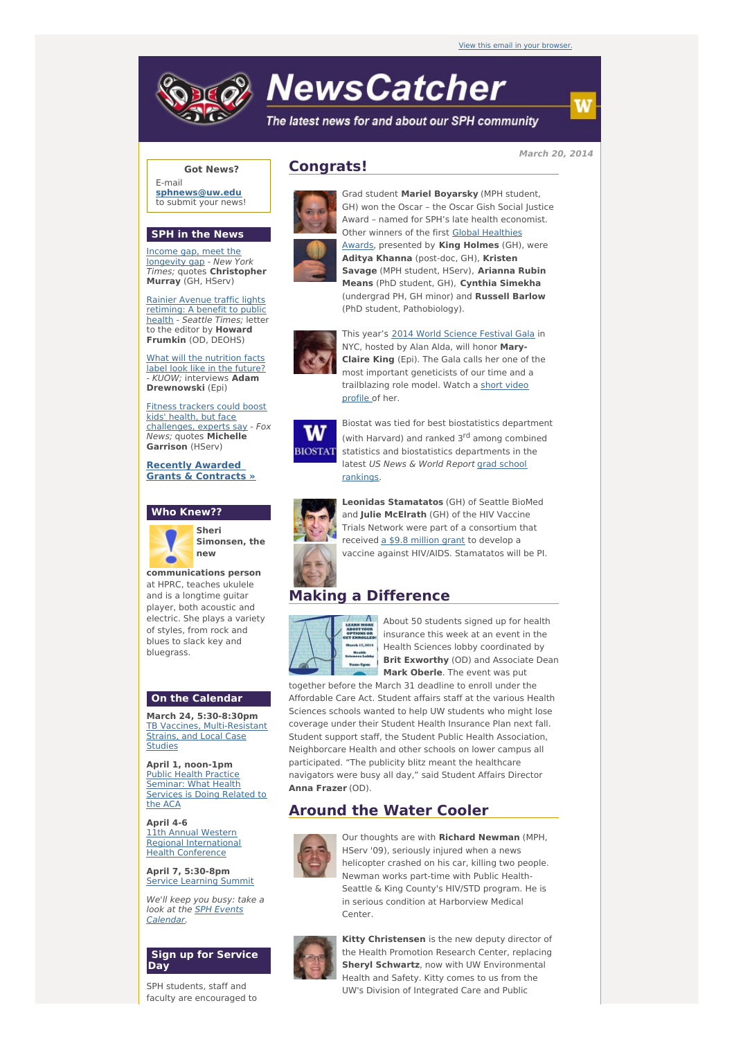View this email in your browser.

# NewsCatcher

*The latest news for and about our SPH community*

*March 20, 2014*

## Congrats!

Grad student **Mariel Boyarsky** (MPH student, GH) won the Oscar – the Oscar Gish Social Justice Award – named for SPH's late health economist. Other winners of the first Global Healthies Awards, presented by **King Holmes** (GH), were **Aditya Khanna** (post-doc, GH), **Kristen Savage** (MPH student, HServ), **Arianna Rubin Means** (PhD student, GH), **Cynthia Simekha** (undergrad PH, GH minor) and **Russell Barlow** (PhD student, Pathobiology).

This year's 2014 World Science Festival Gala in NYC, hosted by Alan Alda, will honor **Mary-Claire King** (Epi). The Gala calls her one of the most important geneticists of our time and a trailblazing role model. Watch a short video profile of her.

Biostat was tied for best biostatistics department (with Harvard) and ranked 3rd among combined statistics and biostatistics departments in the latest *US News & World Report* grad school rankings.

**Leonidas Stamatatos** (GH) of Seattle BioMed and **Julie McElrath** (GH) of the HIV Vaccine Trials Network were part of a consortium that received a $9.8 million grant to develop a vaccine against HIV/AIDS. Stamatatos will be PI.

## Making a Difference

About 50 students signed up for health insurance this week at an event in the Health Sciences lobby coordinated by **Brit Exworthy** (OD) and Associate Dean **Mark Oberle**. The event was put together before the March 31 deadline to enroll under the Affordable Care Act. Student affairs staff at the various Health Sciences schools wanted to help UW students who might lose coverage under their Student Health Insurance Plan next fall. Student support staff, the Student Public Health Association, Neighborcare Health and other schools on lower campus all participated. "The publicity blitz meant the healthcare navigators were busy all day," said Student Affairs Director **Anna Frazer** (OD).

## Around the Water Cooler

Our thoughts are with **Richard Newman** (MPH, HServ '09), seriously injured when a news helicopter crashed on his car, killing two people. Newman works part-time with Public Health-Seattle & King County's HIV/STD program. He is in serious condition at Harborview Medical Center.

**Kitty Christensen** is the new deputy director of the Health Promotion Research Center, replacing **Sheryl Schwartz**, now with UW Environmental Health and Safety. Kitty comes to us from the UW's Division of Integrated Care and Public

---

### Got News?

E-mail **sphnews@uw.edu** to submit your news!

### SPH in the News

Income gap, meet the longevity gap - *New York Times;* quotes **Christopher Murray** (GH, HServ)

Rainier Avenue traffic lights retiming: A benefit to public health - *Seattle Times;* letter to the editor by **Howard Frumkin** (OD, DEOHS)

What will the nutrition facts label look like in the future? - *KUOW;* interviews **Adam Drewnowski** (Epi)

Fitness trackers could boost kids' health, but face challenges, experts say - *Fox News;* quotes **Michelle Garrison** (HServ)

**Recently Awarded Grants & Contracts »**

### Who Knew??

**Sheri Simonsen, the new communications person** at HPRC, teaches ukulele and is a longtime guitar player, both acoustic and electric. She plays a variety of styles, from rock and blues to slack key and bluegrass.

### On the Calendar

**March 24, 5:30-8:30pm**
TB Vaccines, Multi-Resistant Strains, and Local Case Studies

**April 1, noon-1pm**
Public Health Practice Seminar: What Health Services is Doing Related to the ACA

**April 4-6**
11th Annual Western Regional International Health Conference

**April 7, 5:30-8pm**
Service Learning Summit

*We'll keep you busy: take a look at the SPH Events Calendar.*

### Sign up for Service Day

SPH students, staff and faculty are encouraged to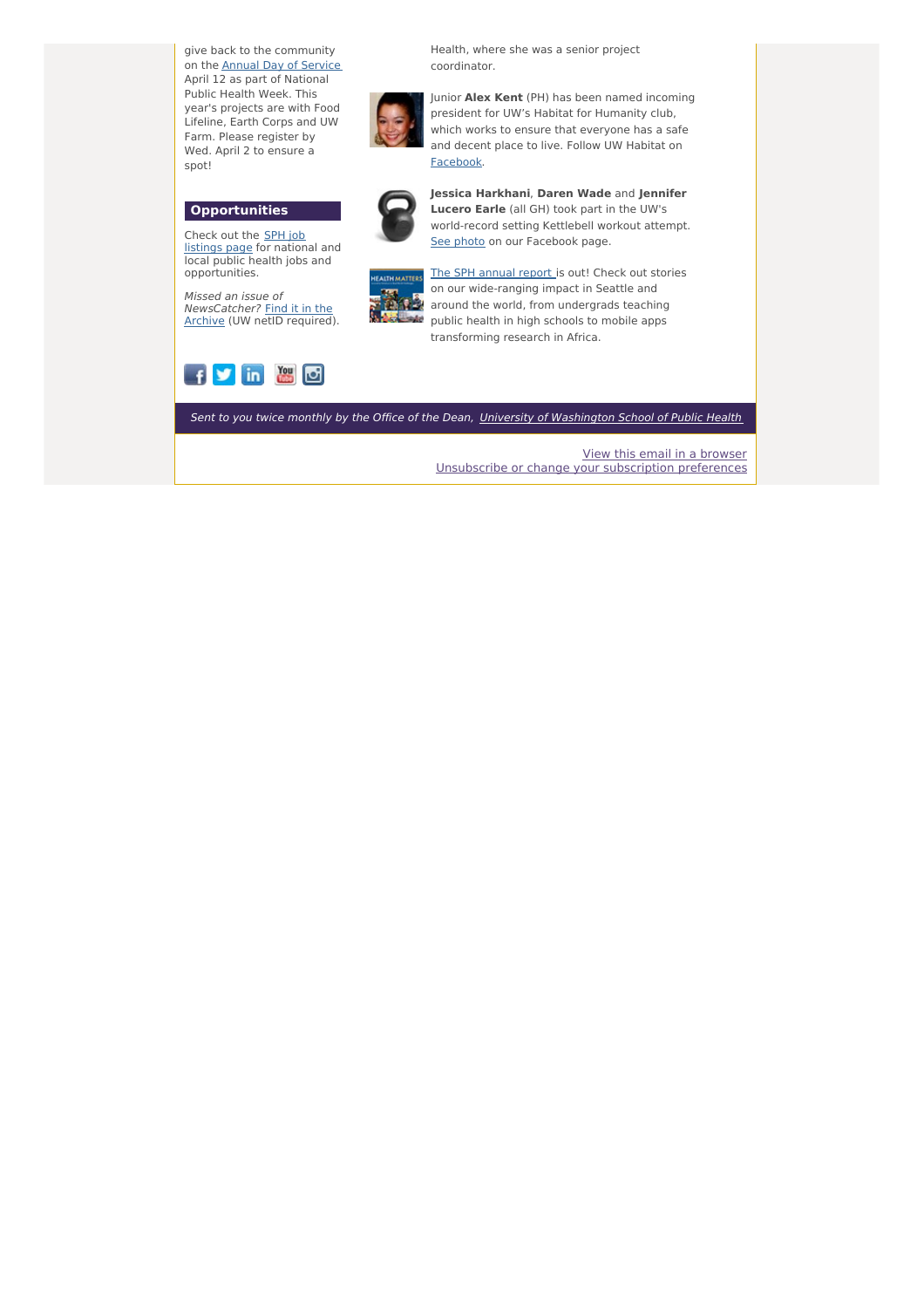give back to the community on the Annual Day of Service April 12 as part of National Public Health Week. This year's projects are with Food Lifeline, Earth Corps and UW Farm. Please register by Wed. April 2 to ensure a spot!

## Opportunities

Check out the SPH job listings page for national and local public health jobs and opportunities.

*Missed an issue of NewsCatcher?* Find it in the Archive (UW netID required).

Health, where she was a senior project coordinator.

Junior **Alex Kent** (PH) has been named incoming president for UW's Habitat for Humanity club, which works to ensure that everyone has a safe and decent place to live. Follow UW Habitat on Facebook.

**Jessica Harkhani**, **Daren Wade** and **Jennifer Lucero Earle** (all GH) took part in the UW's world-record setting Kettlebell workout attempt. See photo on our Facebook page.

The SPH annual report is out! Check out stories on our wide-ranging impact in Seattle and around the world, from undergrads teaching public health in high schools to mobile apps transforming research in Africa.

*Sent to you twice monthly by the Office of the Dean, University of Washington School of Public Health*

View this email in a browser
Unsubscribe or change your subscription preferences